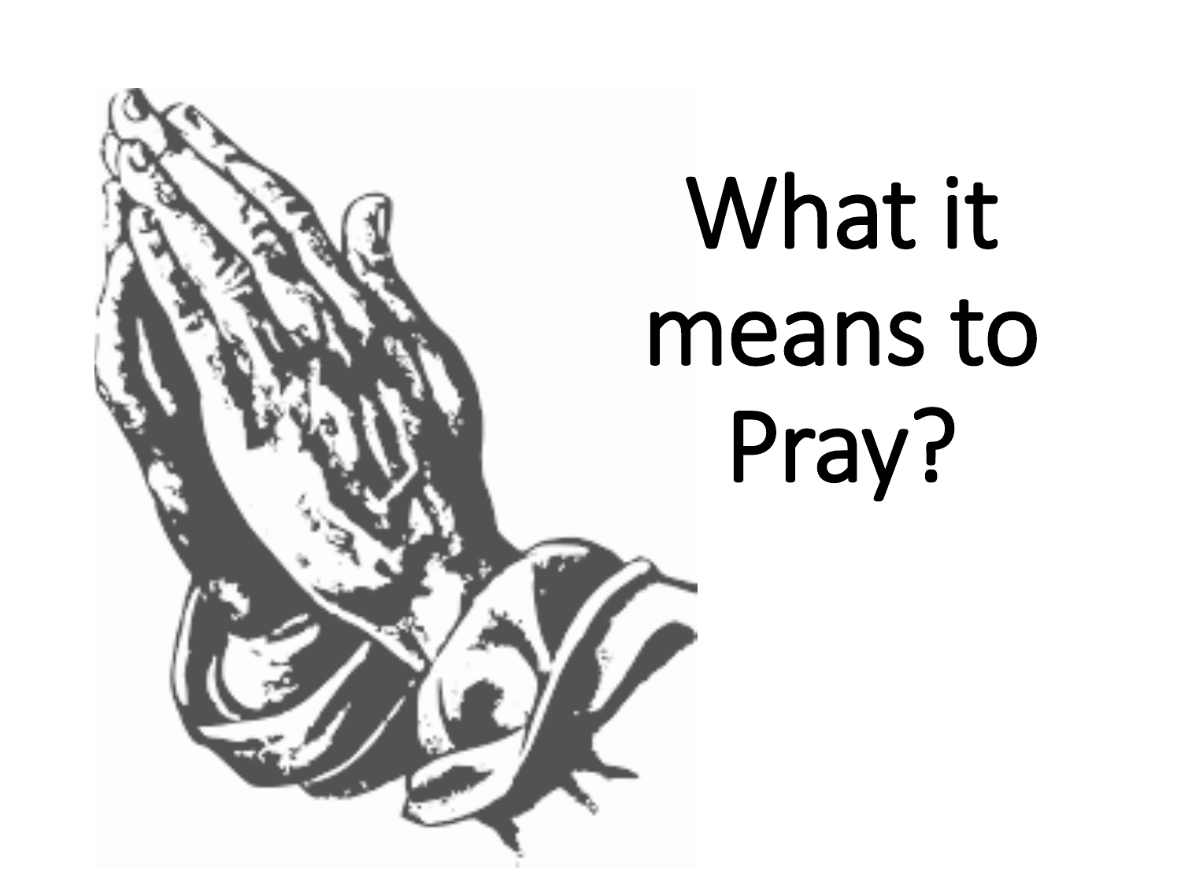# What it means to Pray?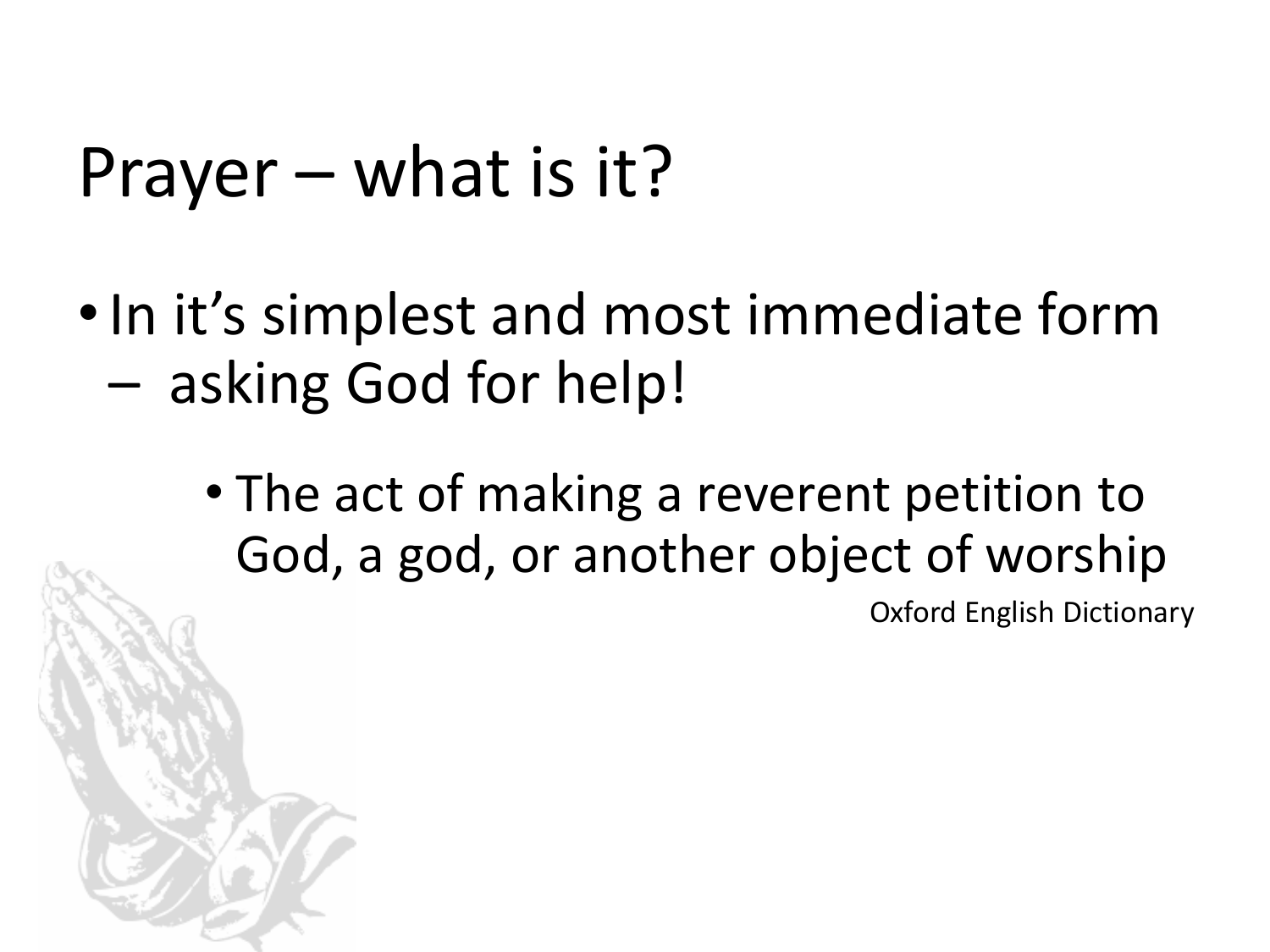# Prayer – what is it?

- In it's simplest and most immediate form – asking God for help!
  - The act of making a reverent petition to God, a god, or another object of worship

Oxford English Dictionary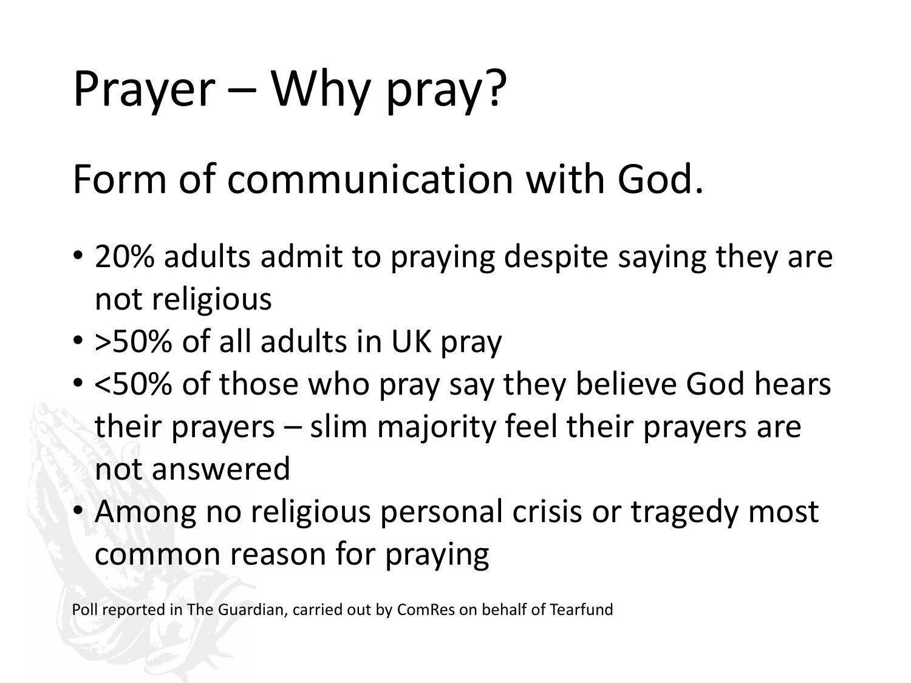# Prayer – Why pray?

## Form of communication with God.

- 20% adults admit to praying despite saying they are not religious
- >50% of all adults in UK pray
- <50% of those who pray say they believe God hears their prayers – slim majority feel their prayers are not answered
- Among no religious personal crisis or tragedy most common reason for praying

Poll reported in The Guardian, carried out by ComRes on behalf of Tearfund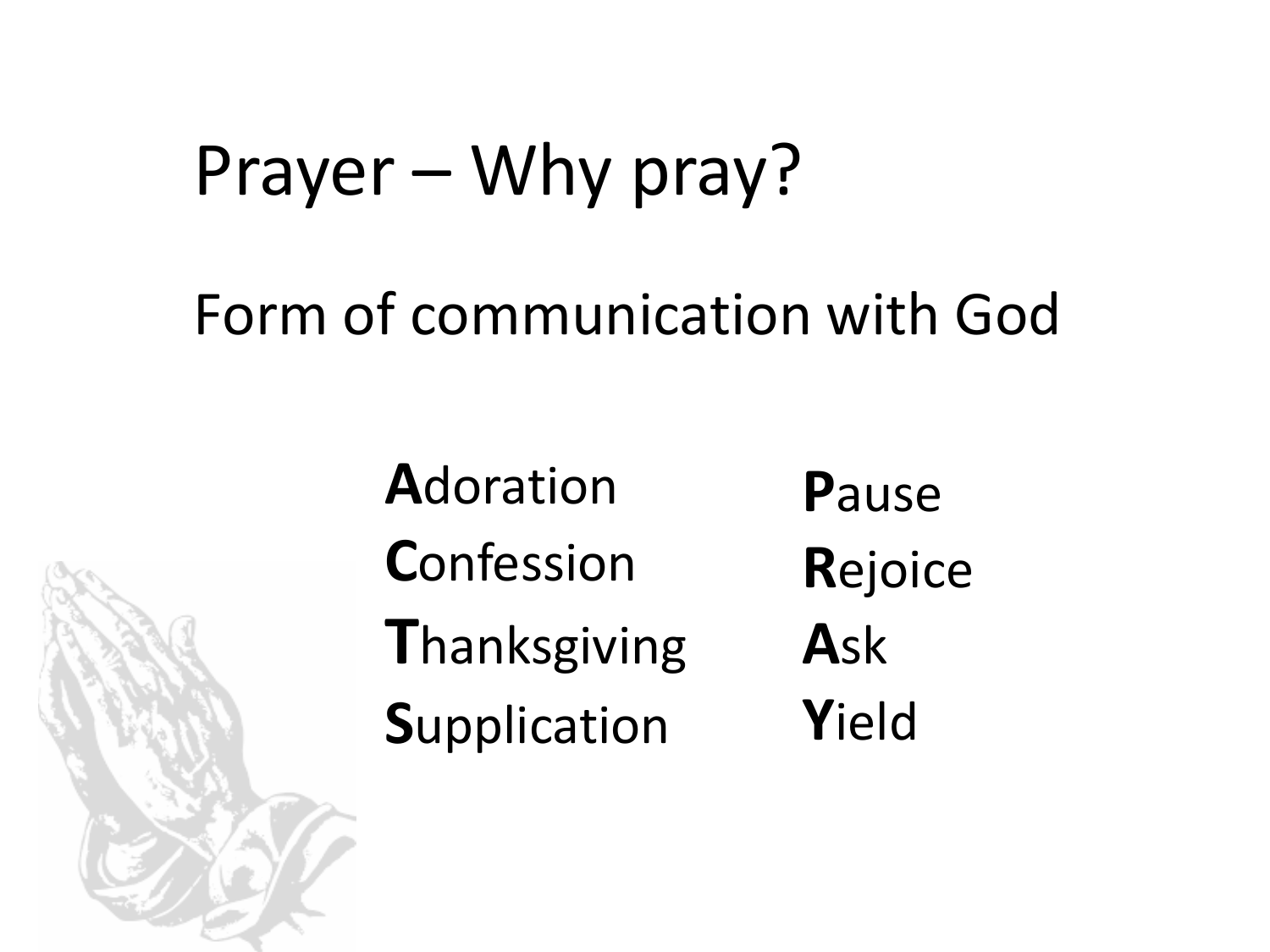# Prayer – Why pray?

Form of communication with God

- **A**doration
- **C**onfession
- **T**hanksgiving
- **S**upplication

- **P**ause
- **R**ejoice
- **A**sk
- **Y**ield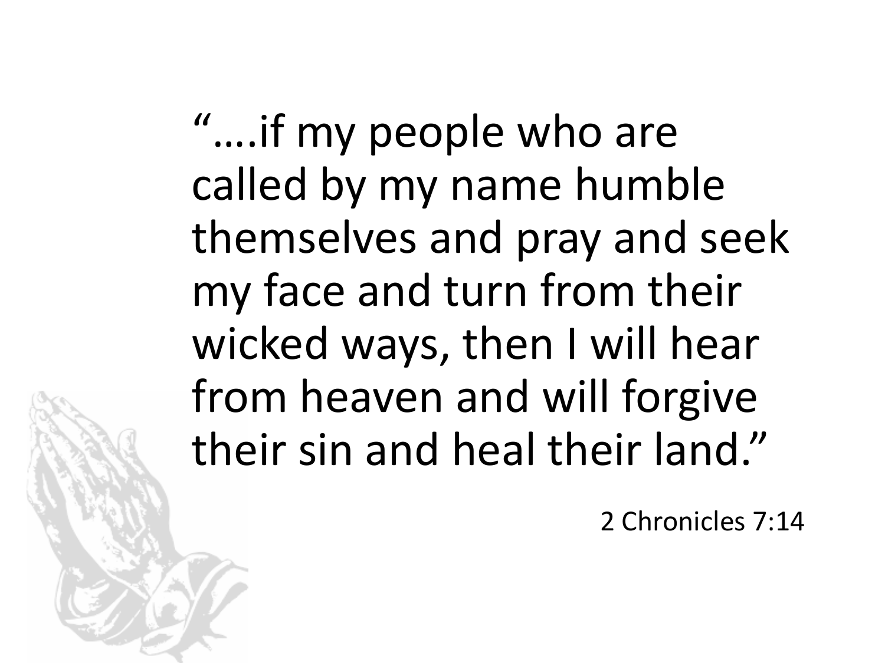"….if my people who are called by my name humble themselves and pray and seek my face and turn from their wicked ways, then I will hear from heaven and will forgive their sin and heal their land."

2 Chronicles 7:14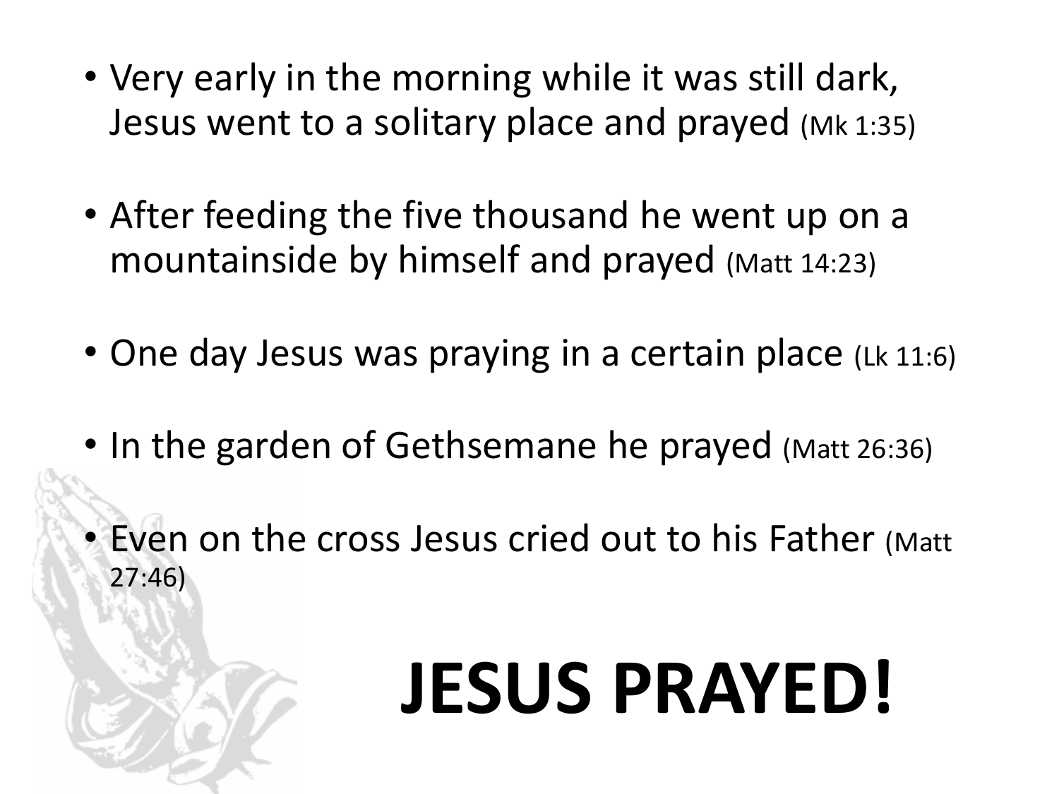- Very early in the morning while it was still dark, Jesus went to a solitary place and prayed (Mk 1:35)
- After feeding the five thousand he went up on a mountainside by himself and prayed (Matt 14:23)
- One day Jesus was praying in a certain place (Lk 11:6)
- In the garden of Gethsemane he prayed (Matt 26:36)
- Even on the cross Jesus cried out to his Father (Matt 27:46)

# JESUS PRAYED!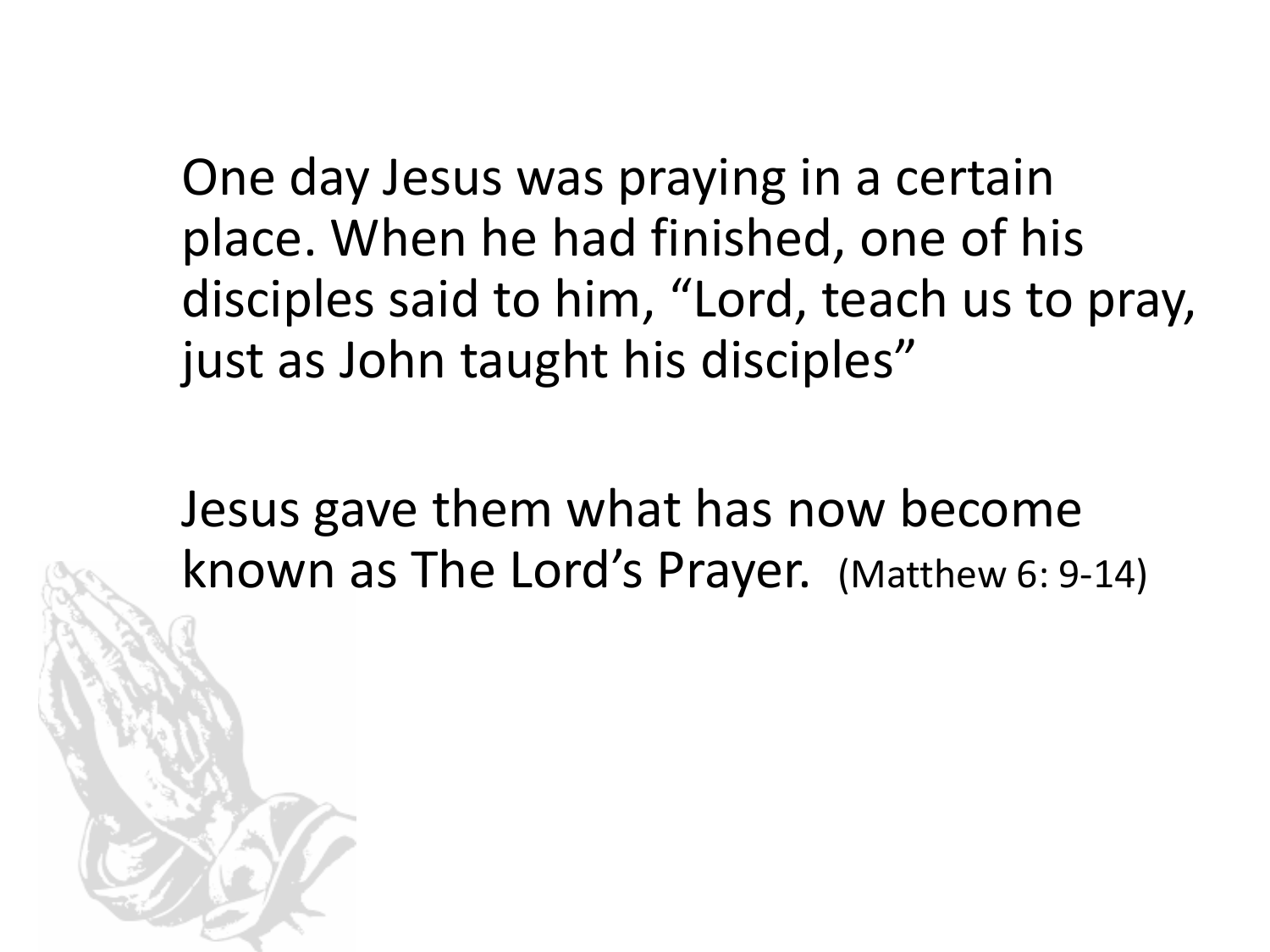One day Jesus was praying in a certain place. When he had finished, one of his disciples said to him, "Lord, teach us to pray, just as John taught his disciples"

Jesus gave them what has now become known as The Lord's Prayer. (Matthew 6: 9-14)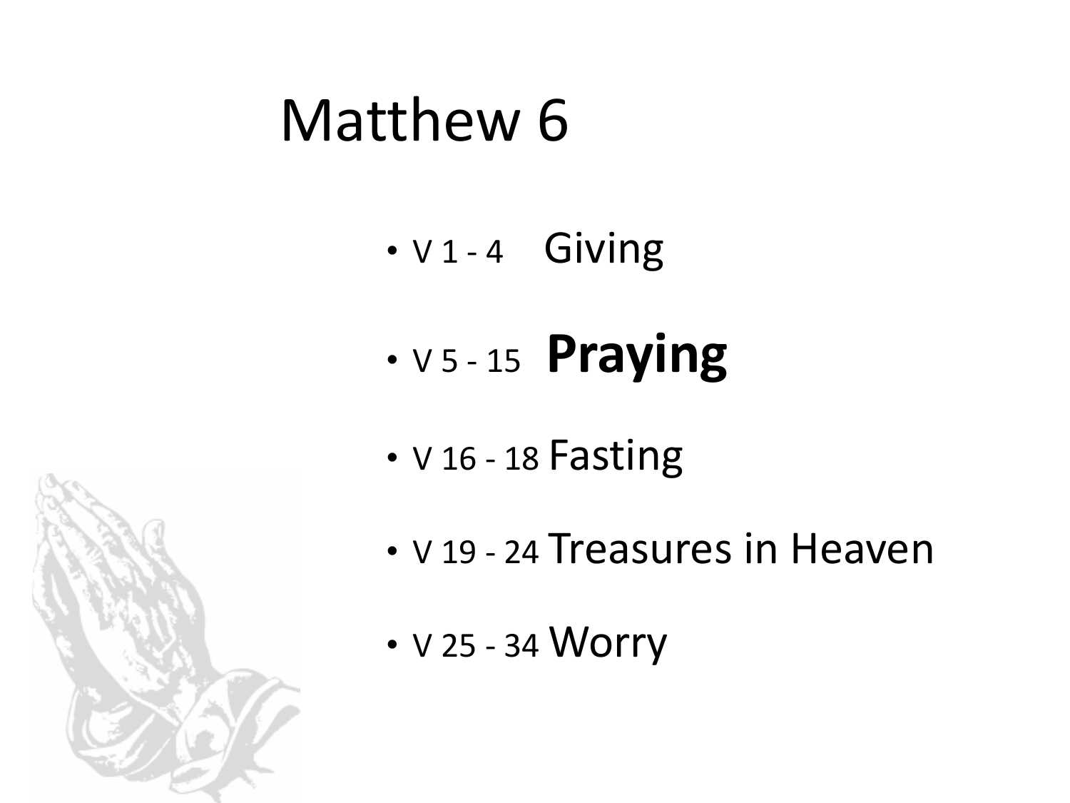# Matthew 6

- V 1 - 4 Giving
- V 5 - 15 **Praying**
- V 16 - 18 Fasting
- V 19 - 24 Treasures in Heaven
- V 25 - 34 Worry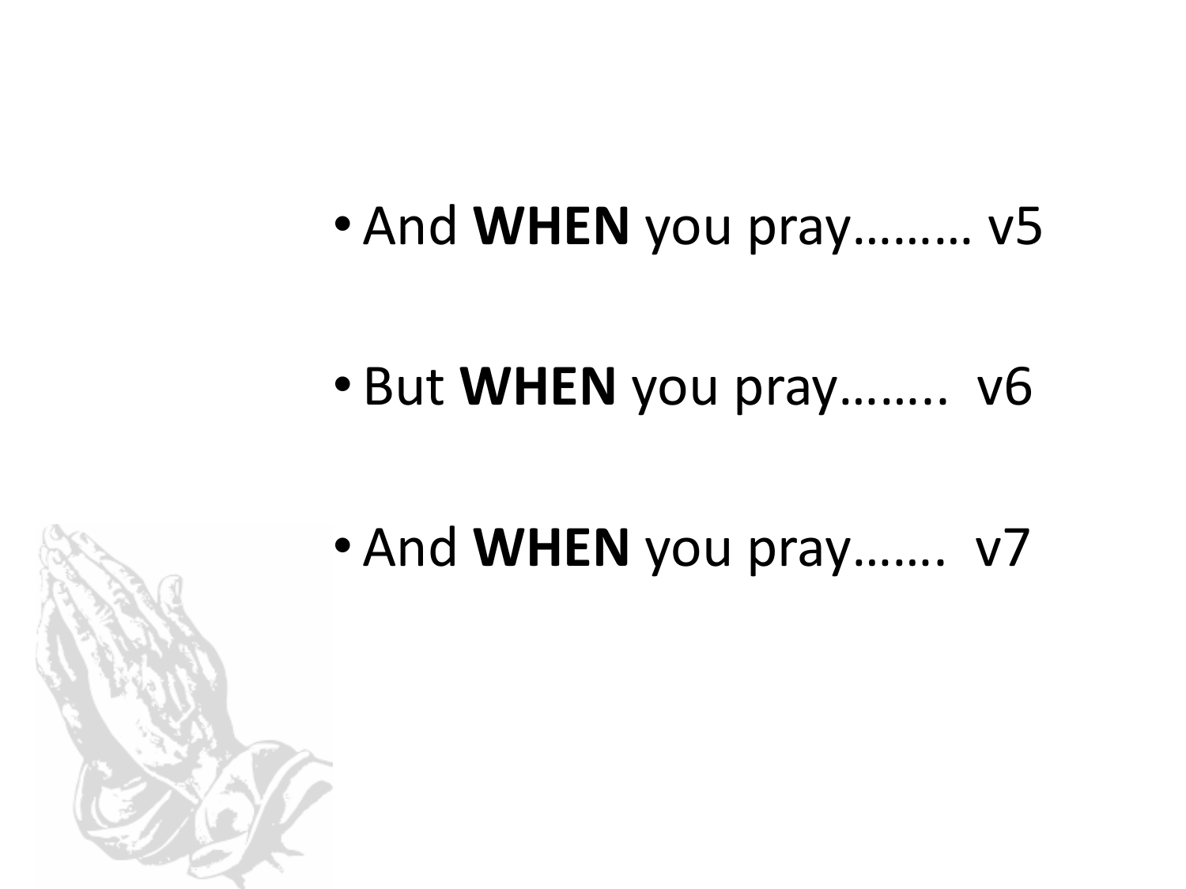- And **WHEN** you pray……… v5
- But **WHEN** you pray…….. v6
- And **WHEN** you pray……. v7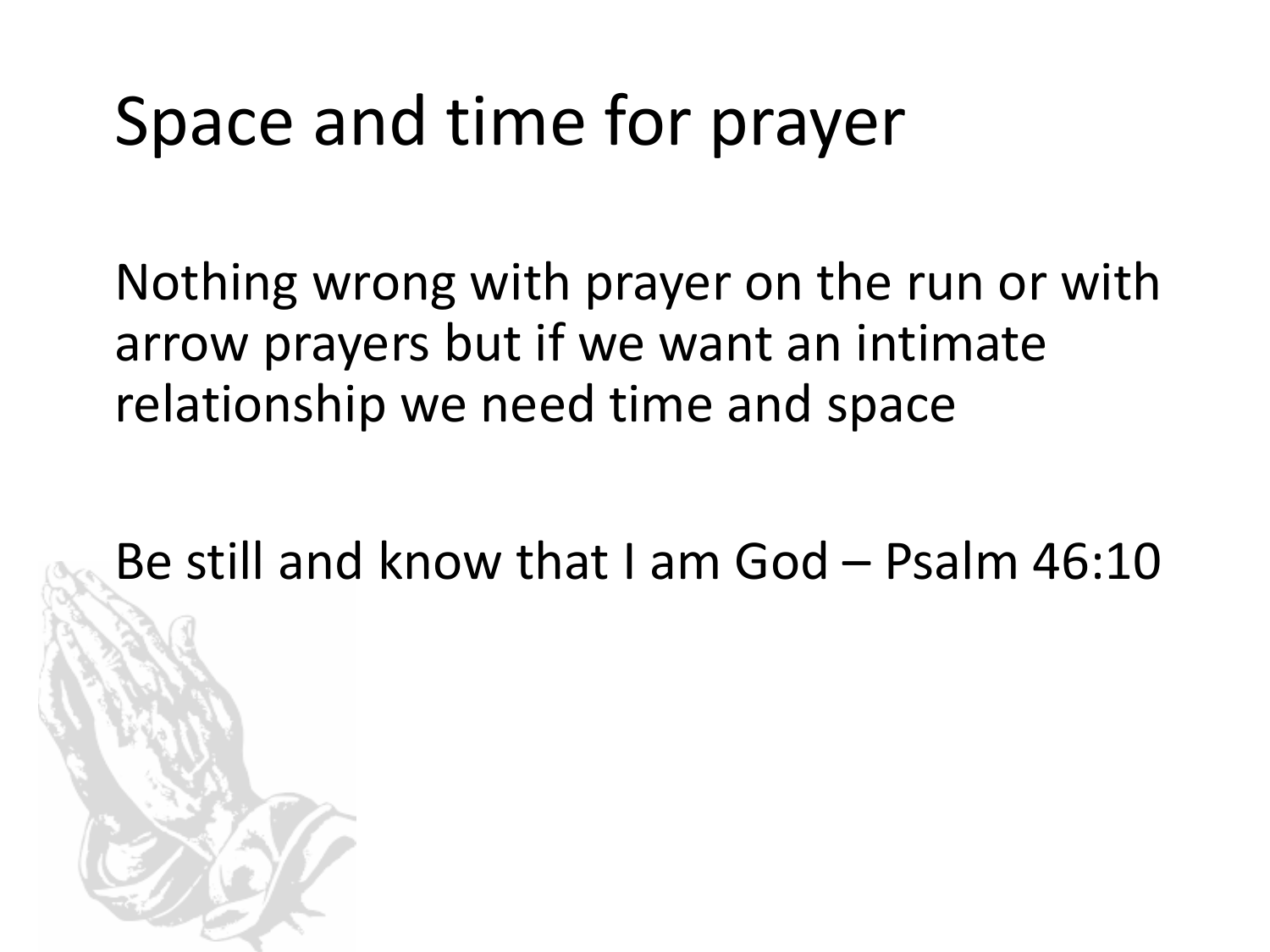# Space and time for prayer

Nothing wrong with prayer on the run or with arrow prayers but if we want an intimate relationship we need time and space

Be still and know that I am God – Psalm 46:10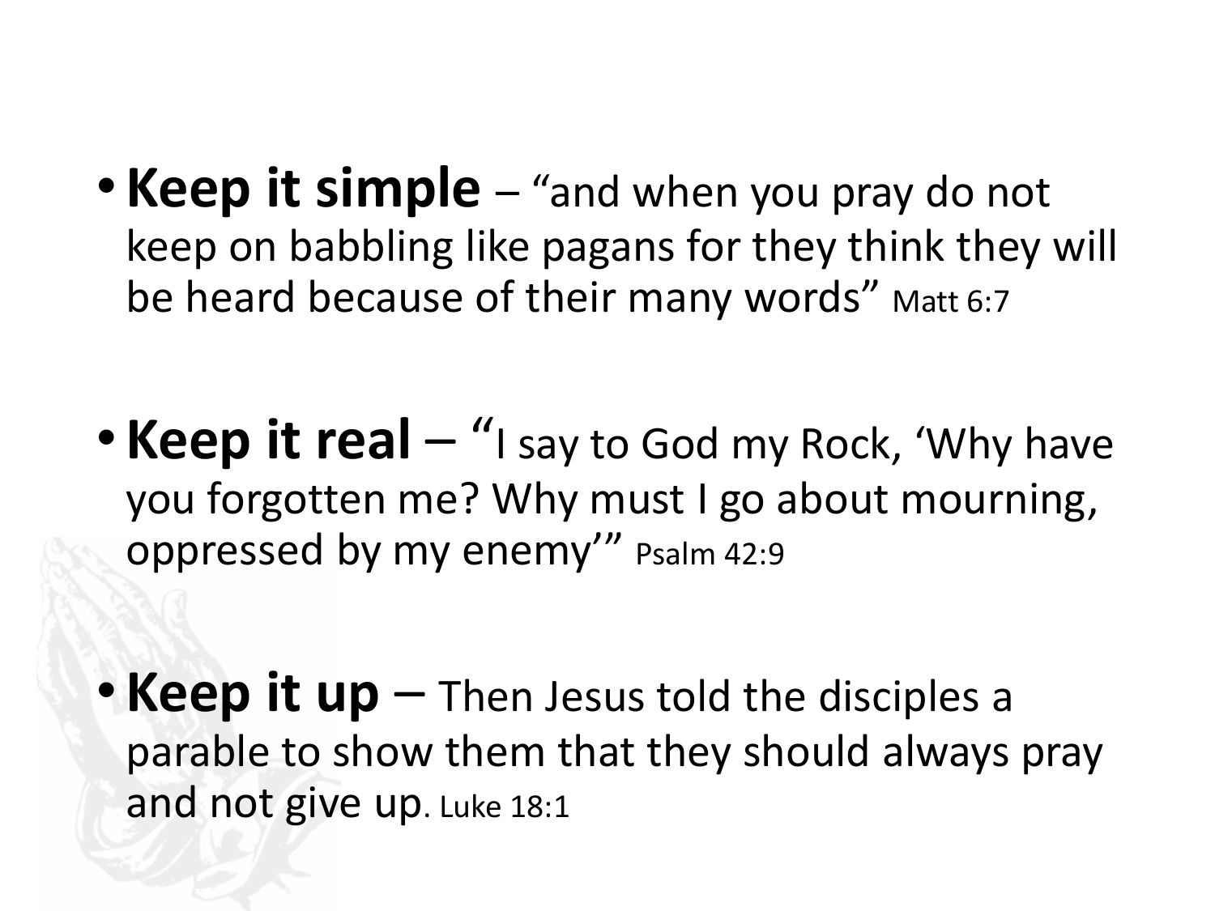- **Keep it simple** – "and when you pray do not keep on babbling like pagans for they think they will be heard because of their many words" Matt 6:7

- **Keep it real** – "I say to God my Rock, 'Why have you forgotten me? Why must I go about mourning, oppressed by my enemy'" Psalm 42:9

- **Keep it up** – Then Jesus told the disciples a parable to show them that they should always pray and not give up. Luke 18:1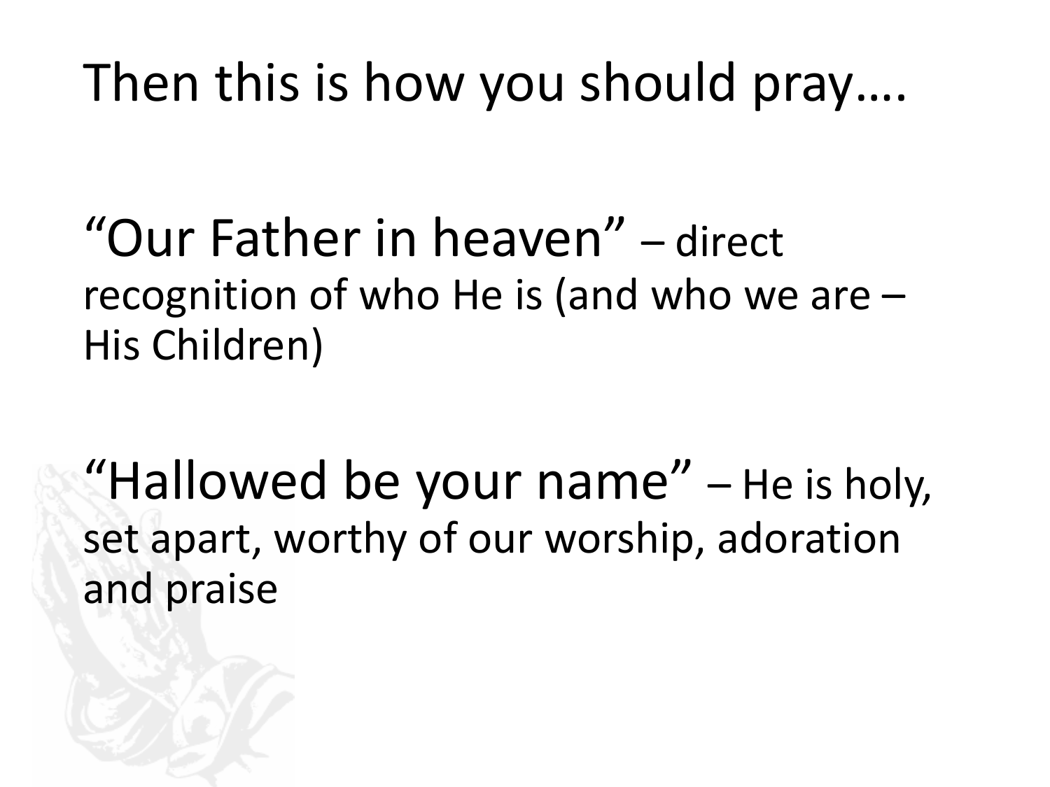# Then this is how you should pray….

"Our Father in heaven" – direct recognition of who He is (and who we are – His Children)

"Hallowed be your name" – He is holy, set apart, worthy of our worship, adoration and praise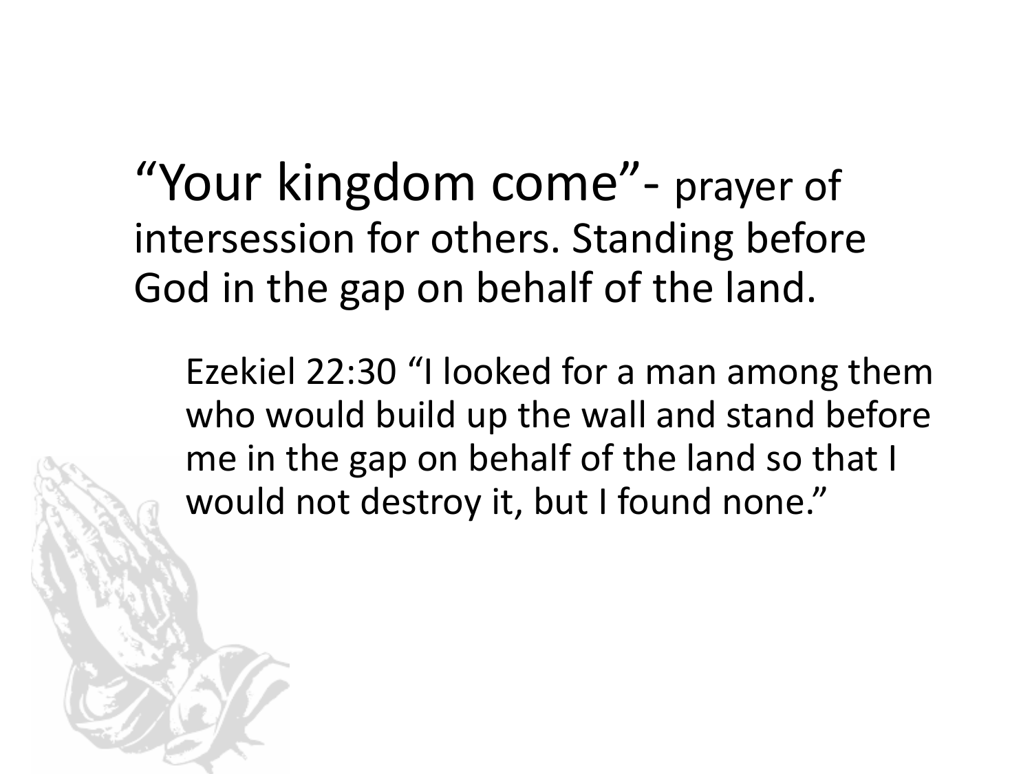"Your kingdom come"- prayer of intersession for others. Standing before God in the gap on behalf of the land.

Ezekiel 22:30 "I looked for a man among them who would build up the wall and stand before me in the gap on behalf of the land so that I would not destroy it, but I found none."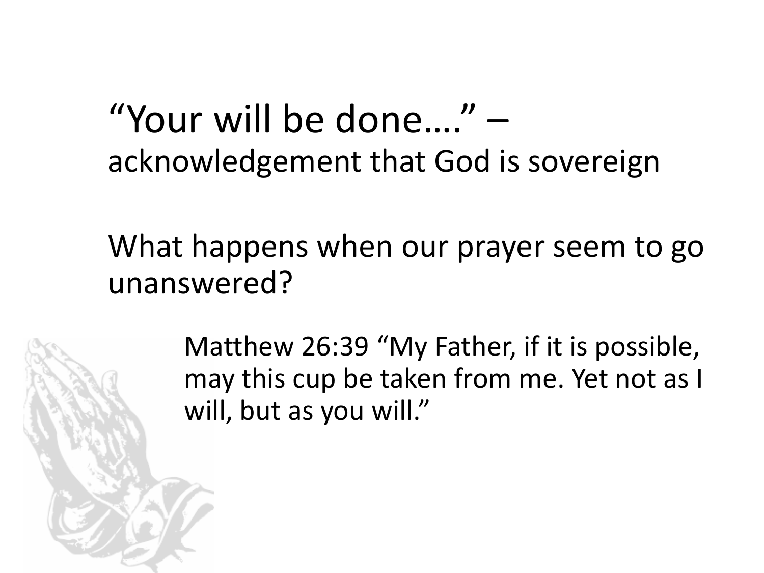"Your will be done…." – acknowledgement that God is sovereign

What happens when our prayer seem to go unanswered?

> Matthew 26:39 "My Father, if it is possible, may this cup be taken from me. Yet not as I will, but as you will."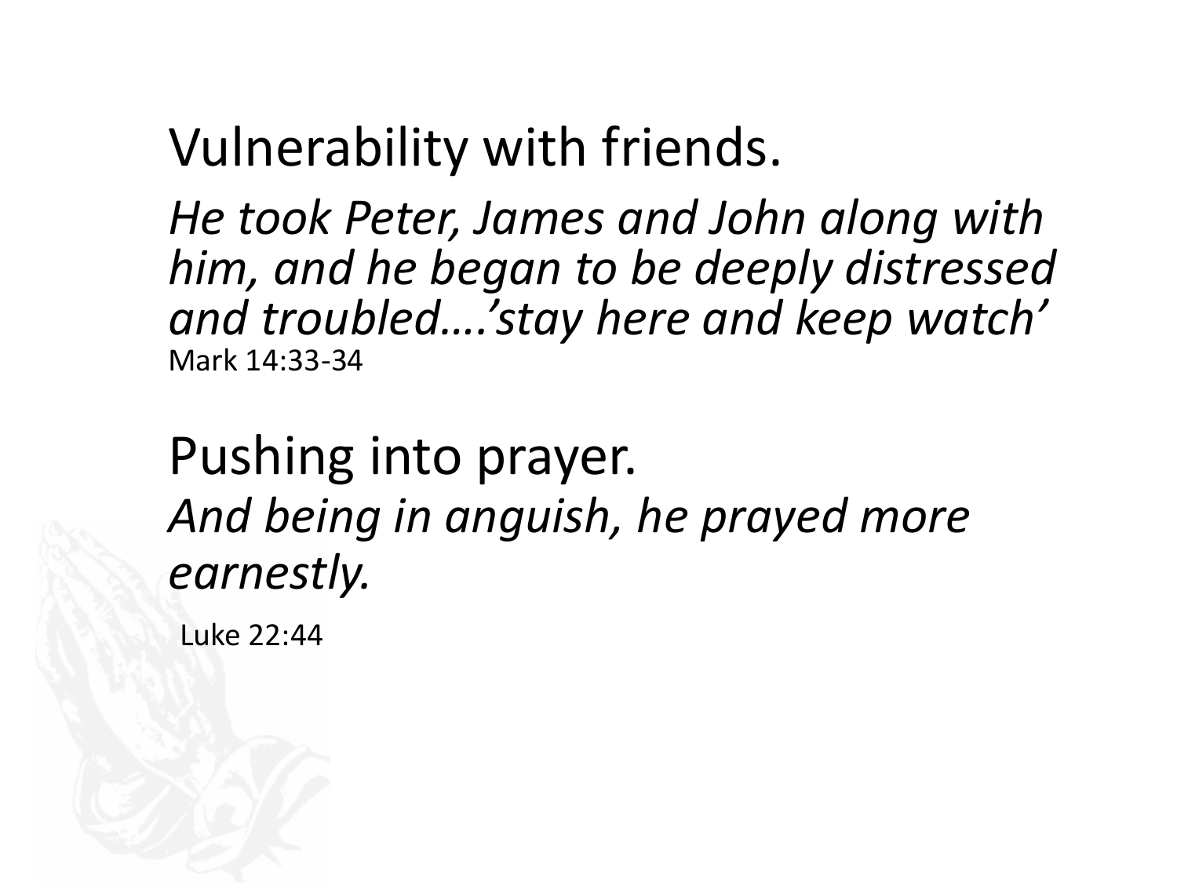## Vulnerability with friends.

*He took Peter, James and John along with him, and he began to be deeply distressed and troubled….'stay here and keep watch'*
Mark 14:33-34

## Pushing into prayer.

*And being in anguish, he prayed more earnestly.*

Luke 22:44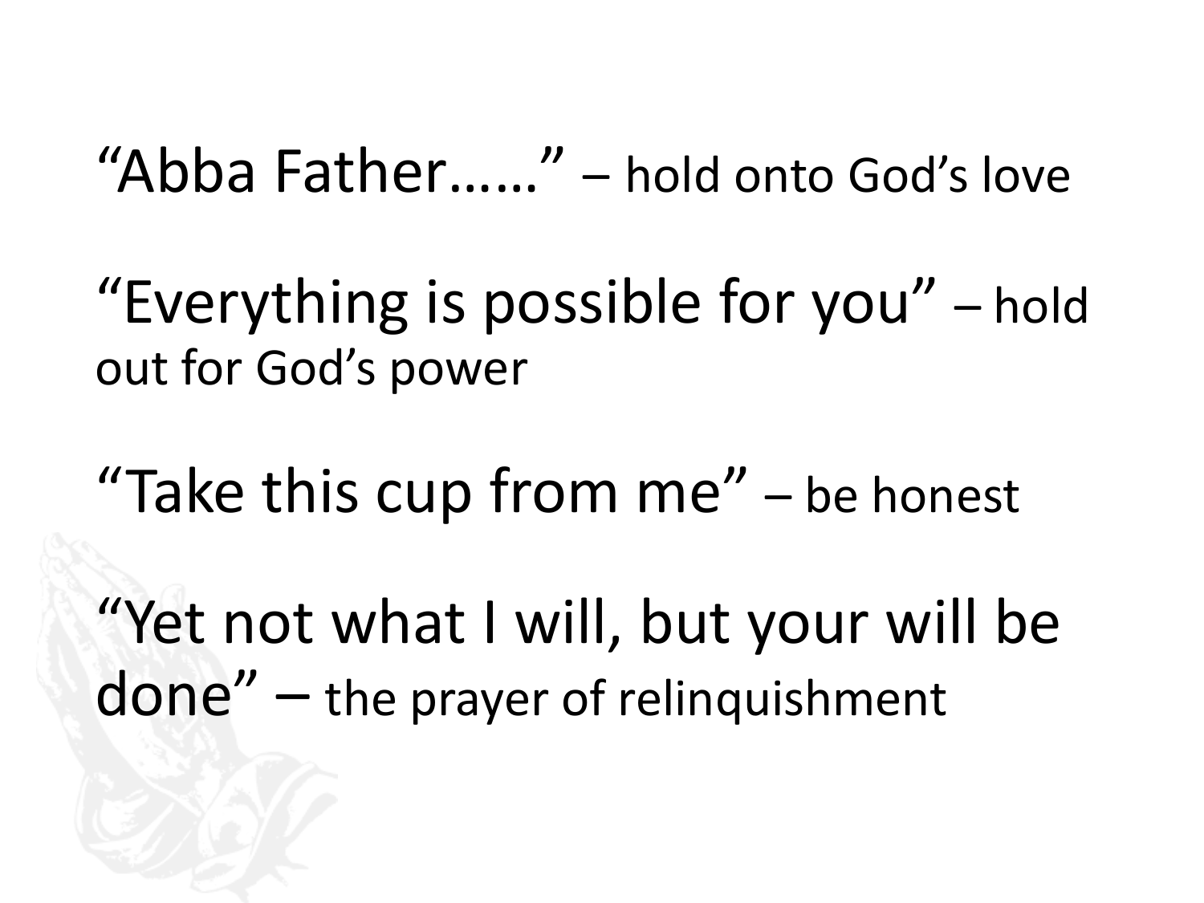"Abba Father……" – hold onto God's love

"Everything is possible for you" – hold out for God's power

"Take this cup from me" – be honest

"Yet not what I will, but your will be done" – the prayer of relinquishment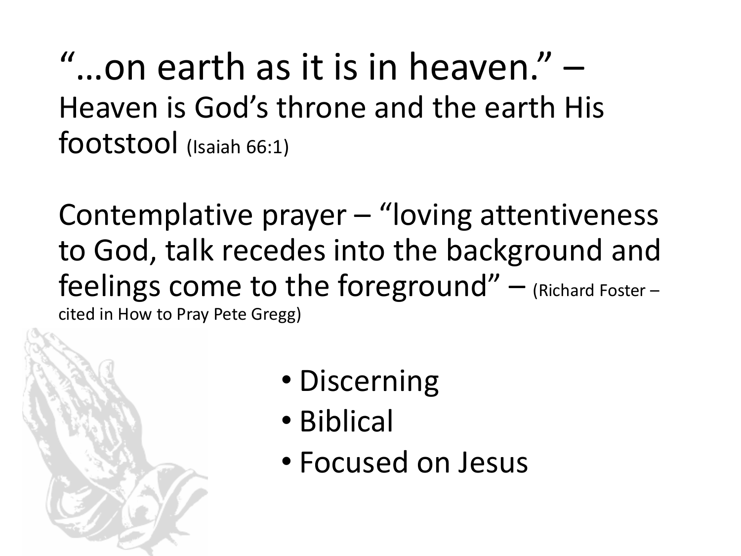"…on earth as it is in heaven." – Heaven is God's throne and the earth His footstool (Isaiah 66:1)

Contemplative prayer – "loving attentiveness to God, talk recedes into the background and feelings come to the foreground" – (Richard Foster – cited in How to Pray Pete Gregg)

- Discerning
- Biblical
- Focused on Jesus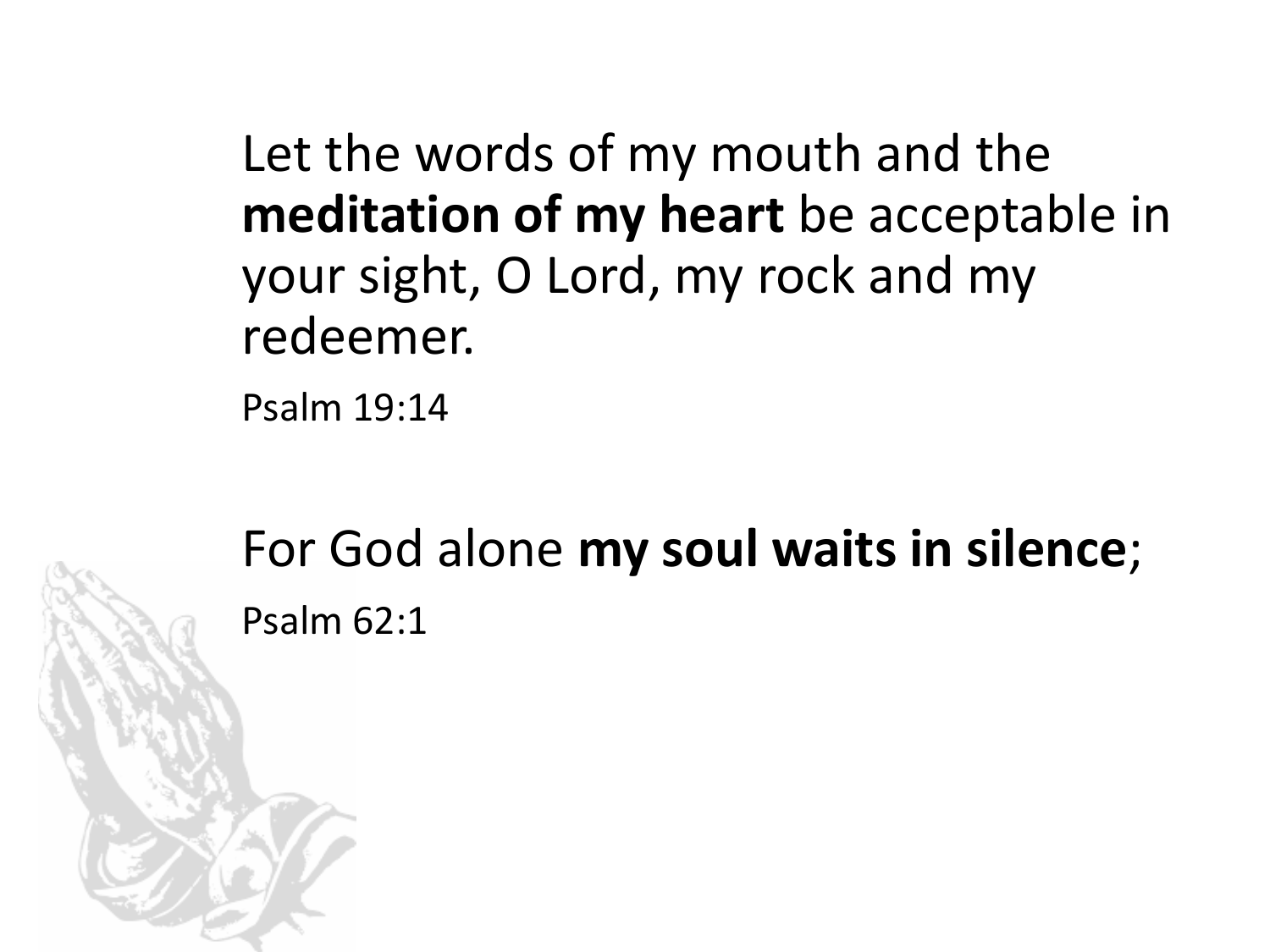Let the words of my mouth and the **meditation of my heart** be acceptable in your sight, O Lord, my rock and my redeemer.

Psalm 19:14

For God alone **my soul waits in silence**;

Psalm 62:1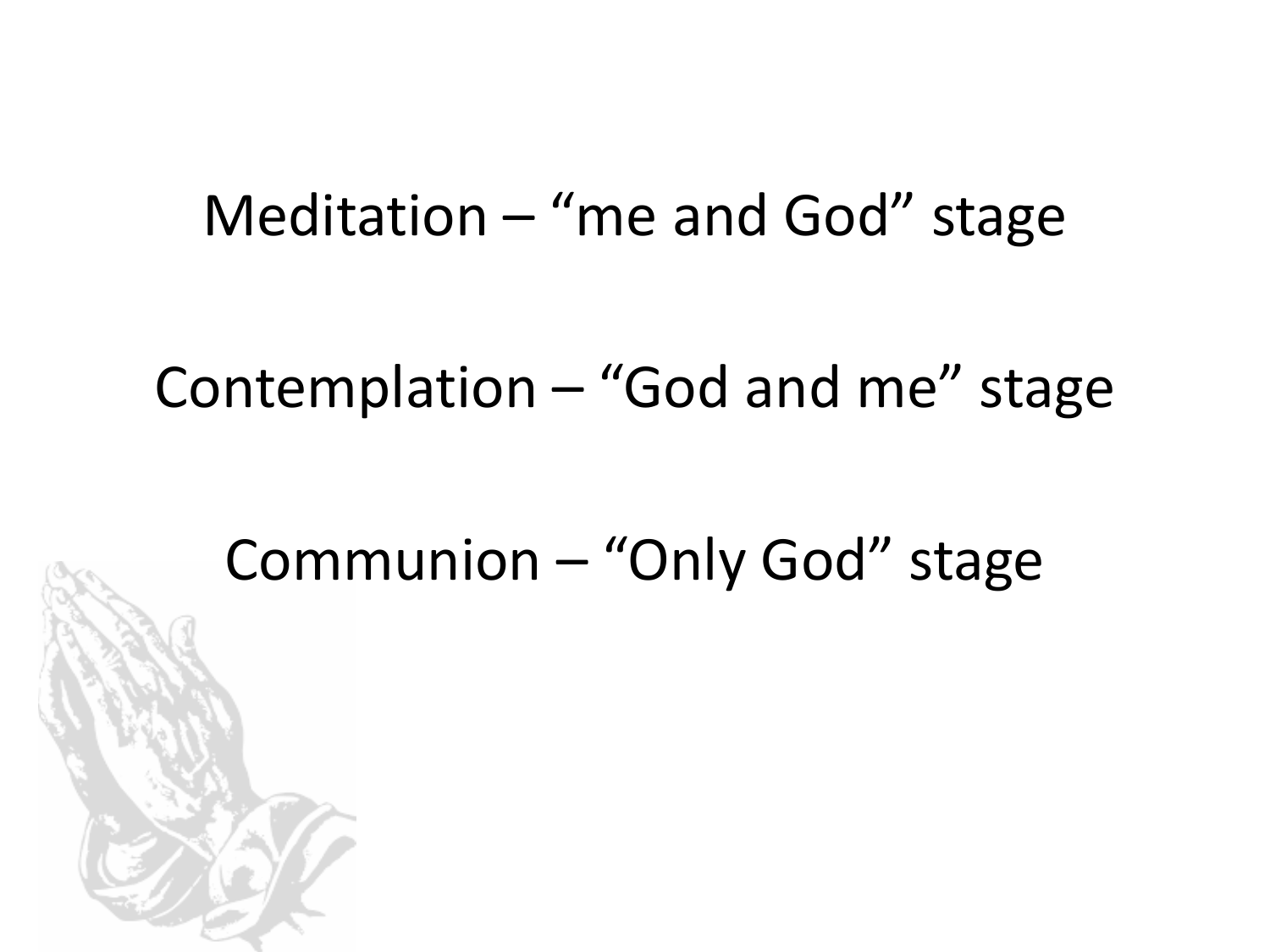Meditation – "me and God" stage

Contemplation – "God and me" stage

Communion – "Only God" stage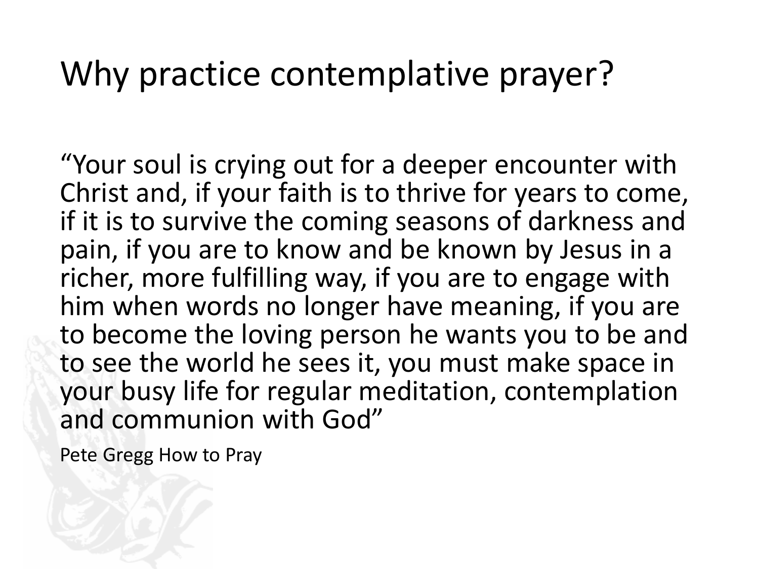# Why practice contemplative prayer?

"Your soul is crying out for a deeper encounter with Christ and, if your faith is to thrive for years to come, if it is to survive the coming seasons of darkness and pain, if you are to know and be known by Jesus in a richer, more fulfilling way, if you are to engage with him when words no longer have meaning, if you are to become the loving person he wants you to be and to see the world he sees it, you must make space in your busy life for regular meditation, contemplation and communion with God"

Pete Gregg How to Pray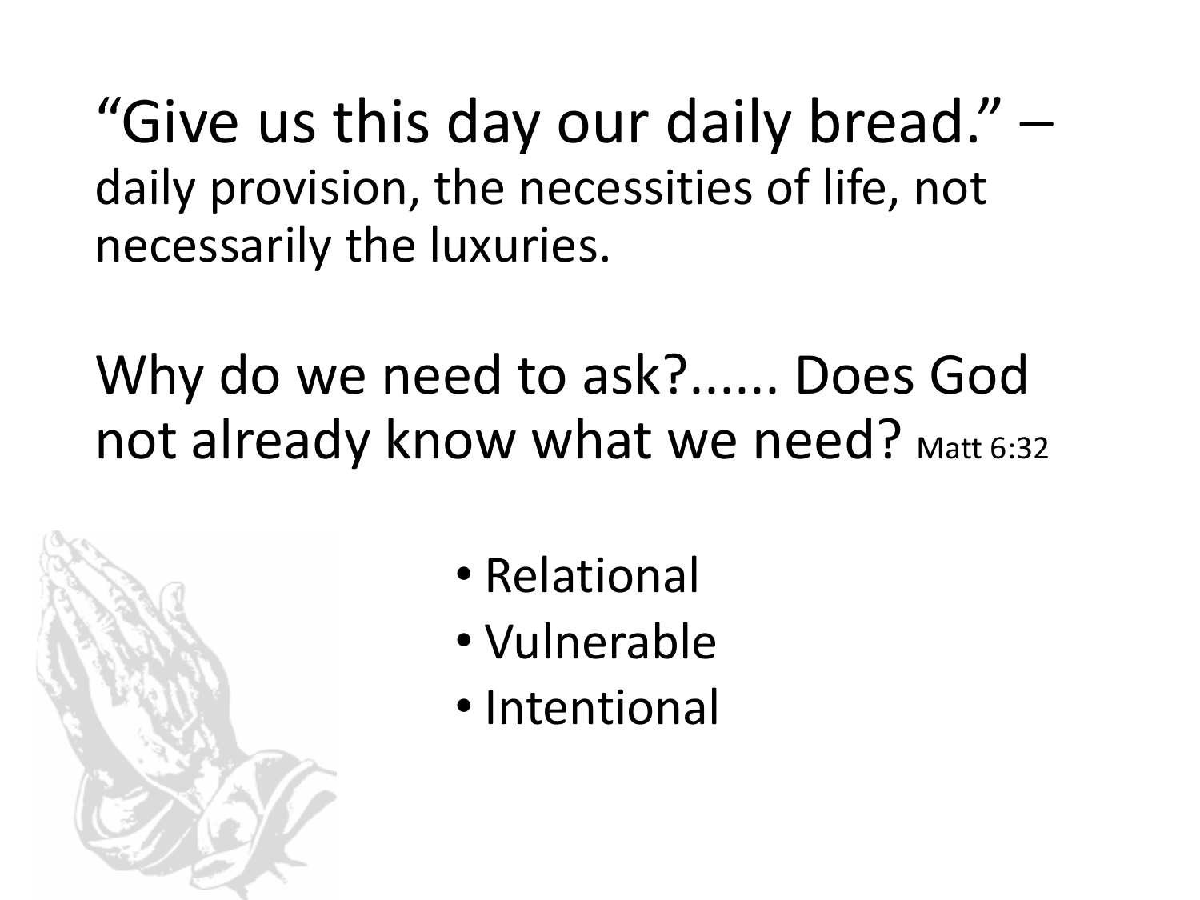“Give us this day our daily bread.” – daily provision, the necessities of life, not necessarily the luxuries.

Why do we need to ask?...... Does God not already know what we need? Matt 6:32

- Relational
- Vulnerable
- Intentional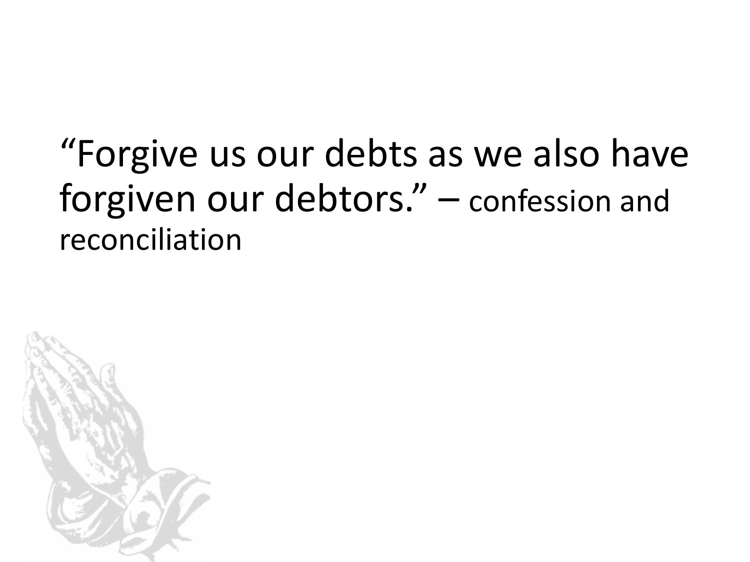"Forgive us our debts as we also have forgiven our debtors." – confession and reconciliation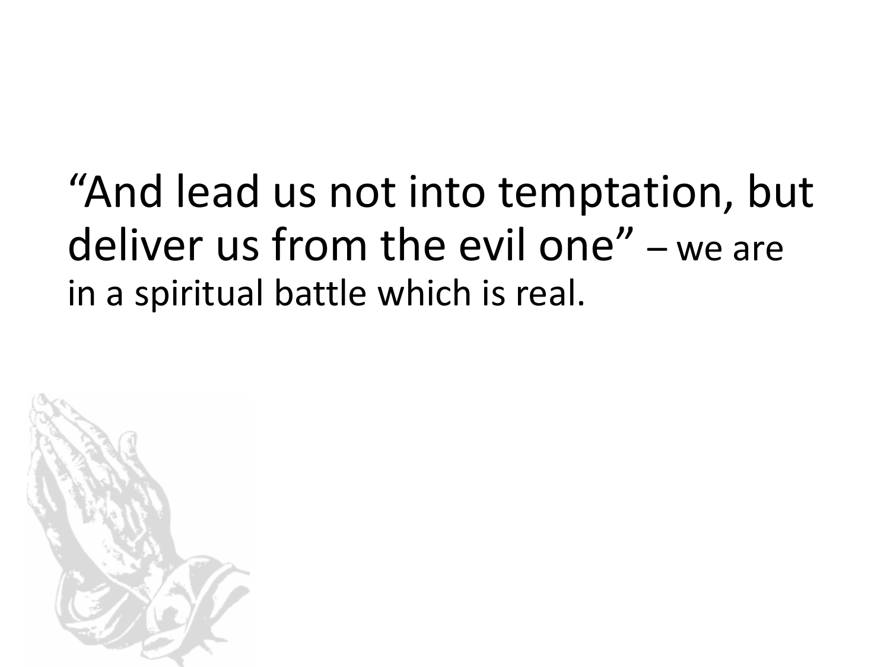"And lead us not into temptation, but deliver us from the evil one" – we are in a spiritual battle which is real.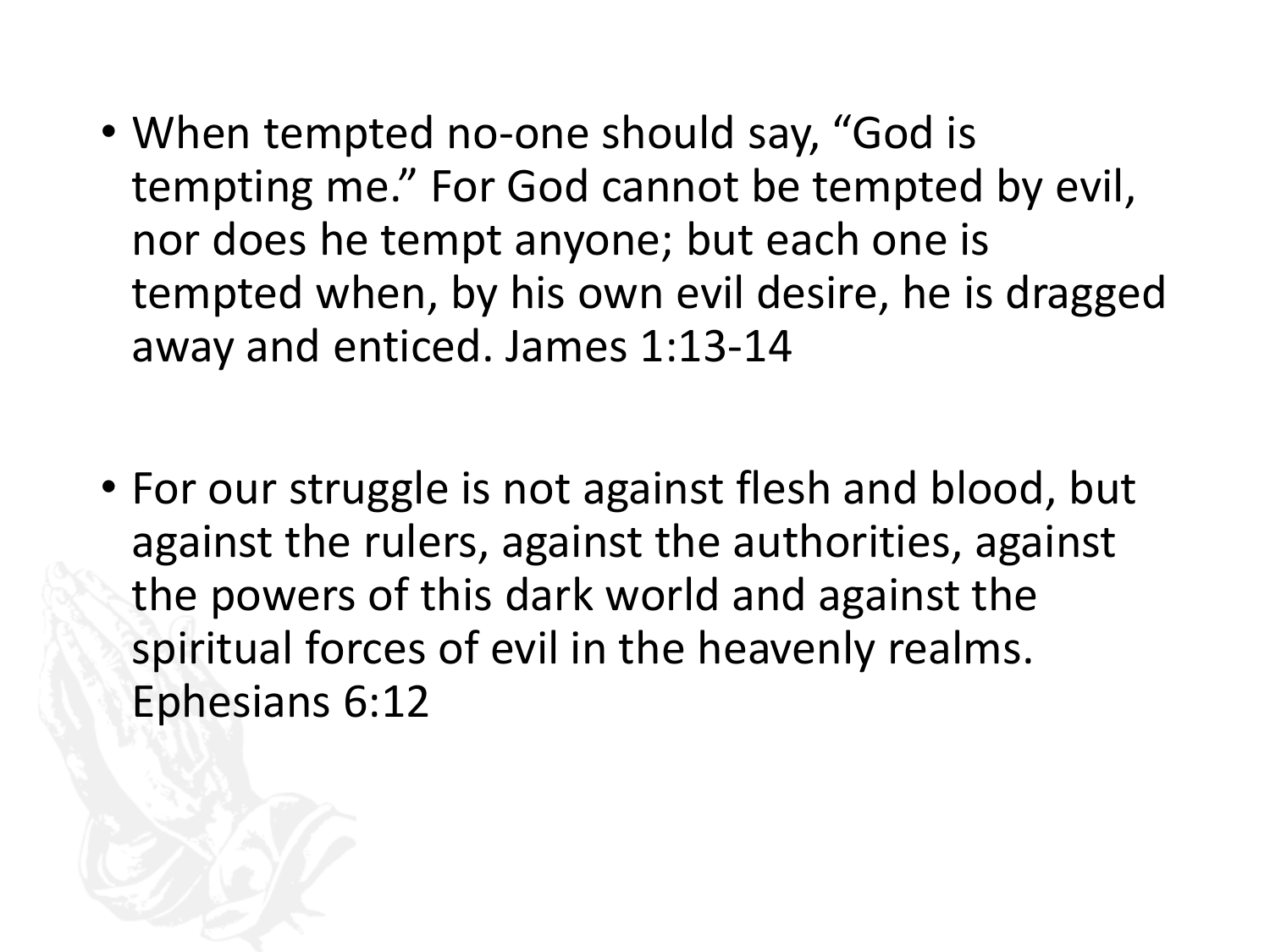- When tempted no-one should say, “God is tempting me.” For God cannot be tempted by evil, nor does he tempt anyone; but each one is tempted when, by his own evil desire, he is dragged away and enticed. James 1:13-14

- For our struggle is not against flesh and blood, but against the rulers, against the authorities, against the powers of this dark world and against the spiritual forces of evil in the heavenly realms. Ephesians 6:12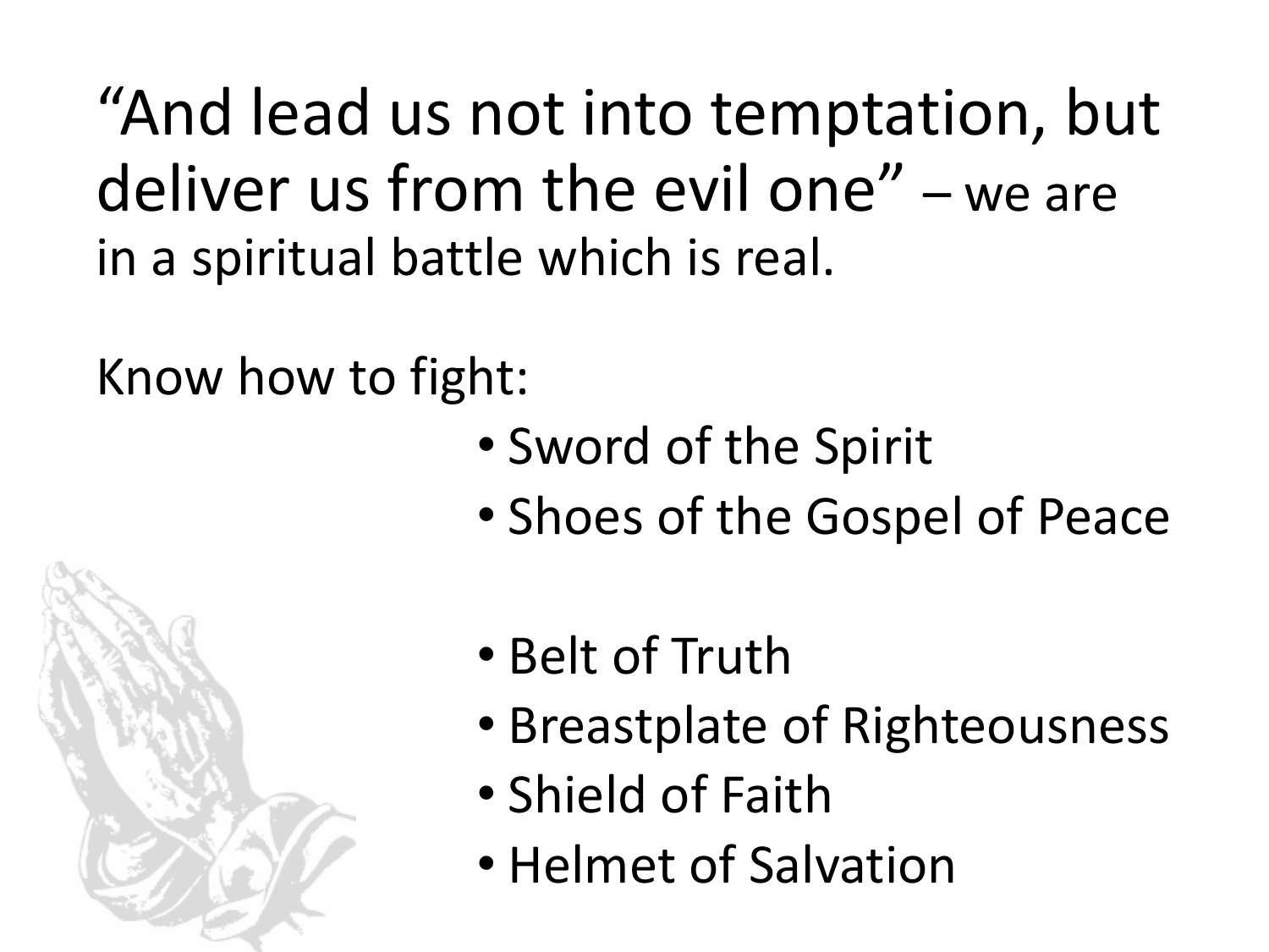"And lead us not into temptation, but deliver us from the evil one" – we are in a spiritual battle which is real.

Know how to fight:

- Sword of the Spirit
- Shoes of the Gospel of Peace

- Belt of Truth
- Breastplate of Righteousness
- Shield of Faith
- Helmet of Salvation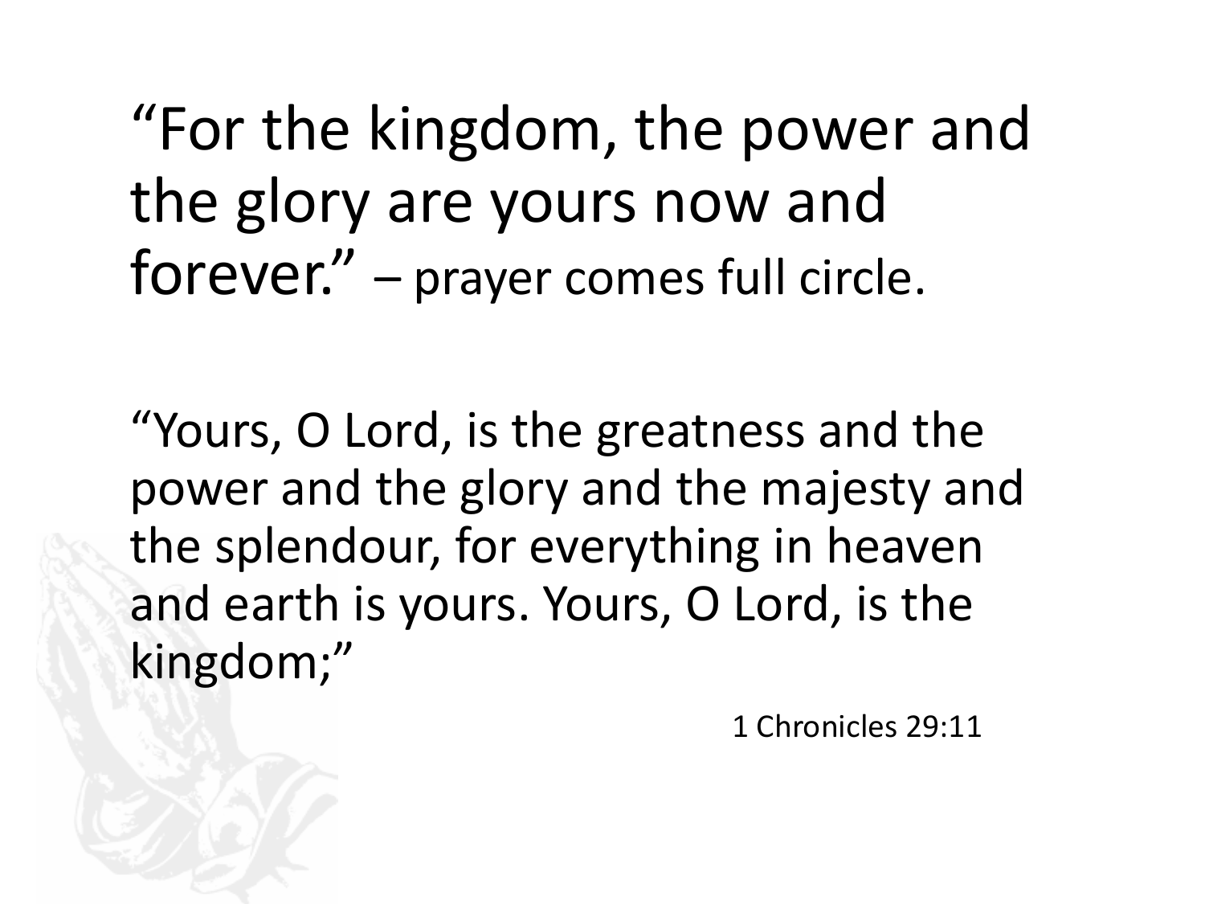"For the kingdom, the power and the glory are yours now and forever." – prayer comes full circle.

"Yours, O Lord, is the greatness and the power and the glory and the majesty and the splendour, for everything in heaven and earth is yours. Yours, O Lord, is the kingdom;"

1 Chronicles 29:11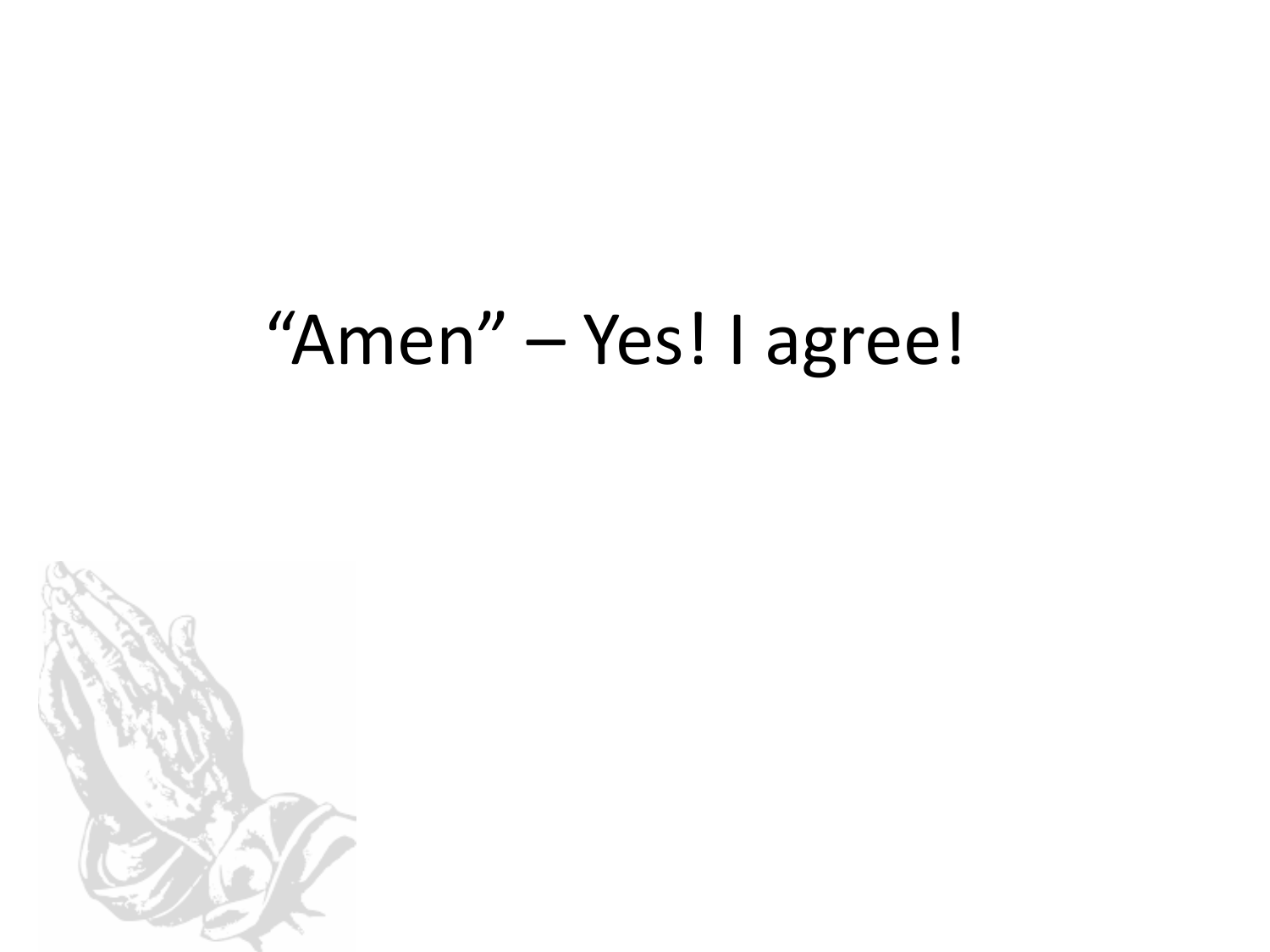“Amen” – Yes! I agree!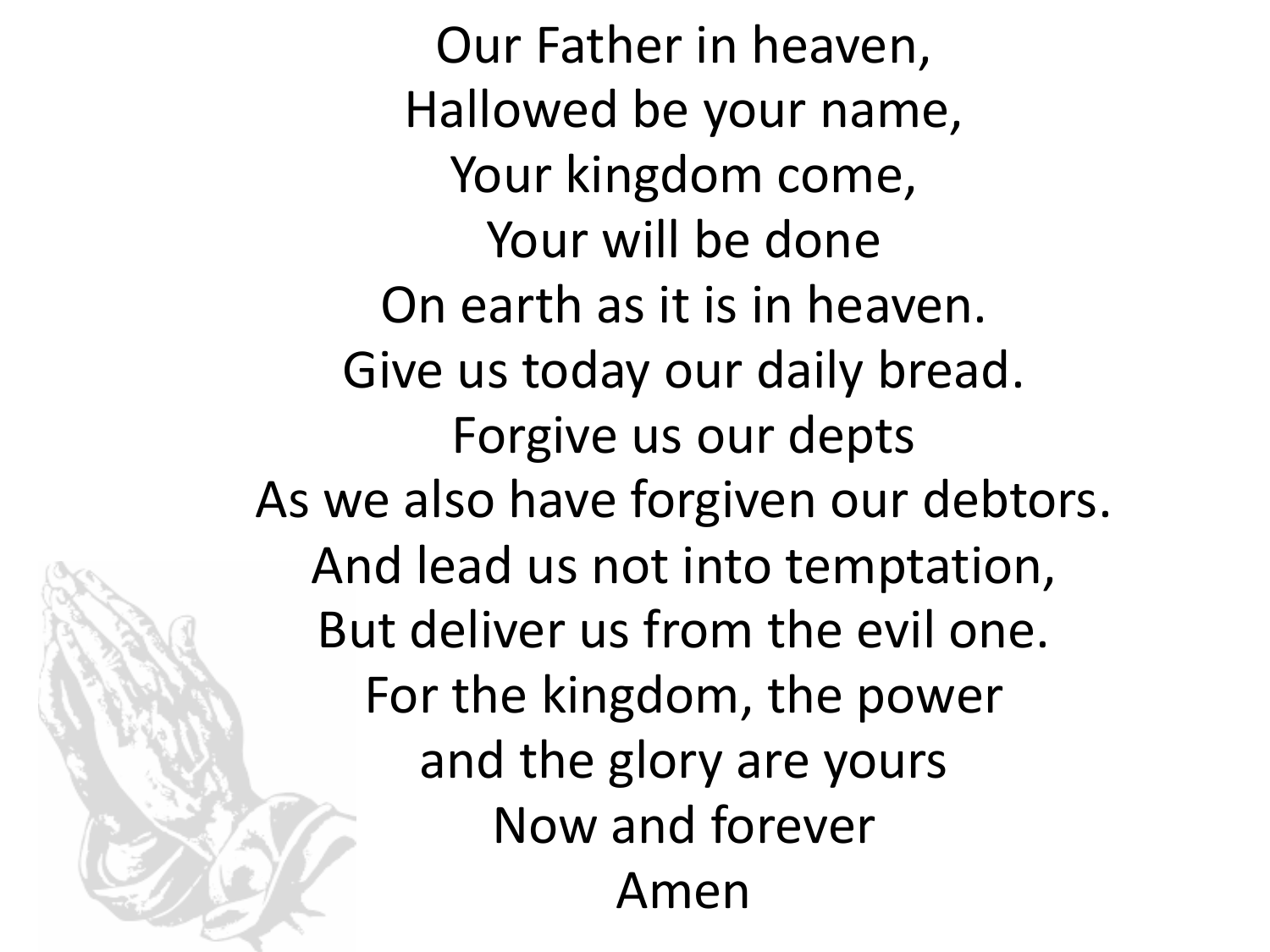Our Father in heaven,  
Hallowed be your name,  
Your kingdom come,  
Your will be done  
On earth as it is in heaven.  
Give us today our daily bread.  
Forgive us our depts  
As we also have forgiven our debtors.  
And lead us not into temptation,  
But deliver us from the evil one.  
For the kingdom, the power  
and the glory are yours  
Now and forever  
Amen